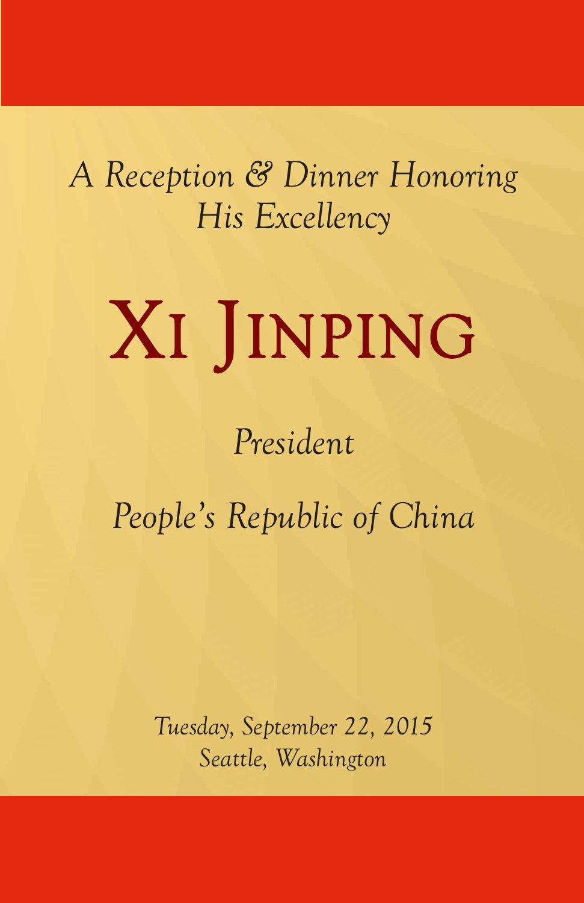*A Reception & Dinner Honoring*
*His Excellency*

# Xi Jinping

*President*

*People's Republic of China*

*Tuesday, September 22, 2015*
*Seattle, Washington*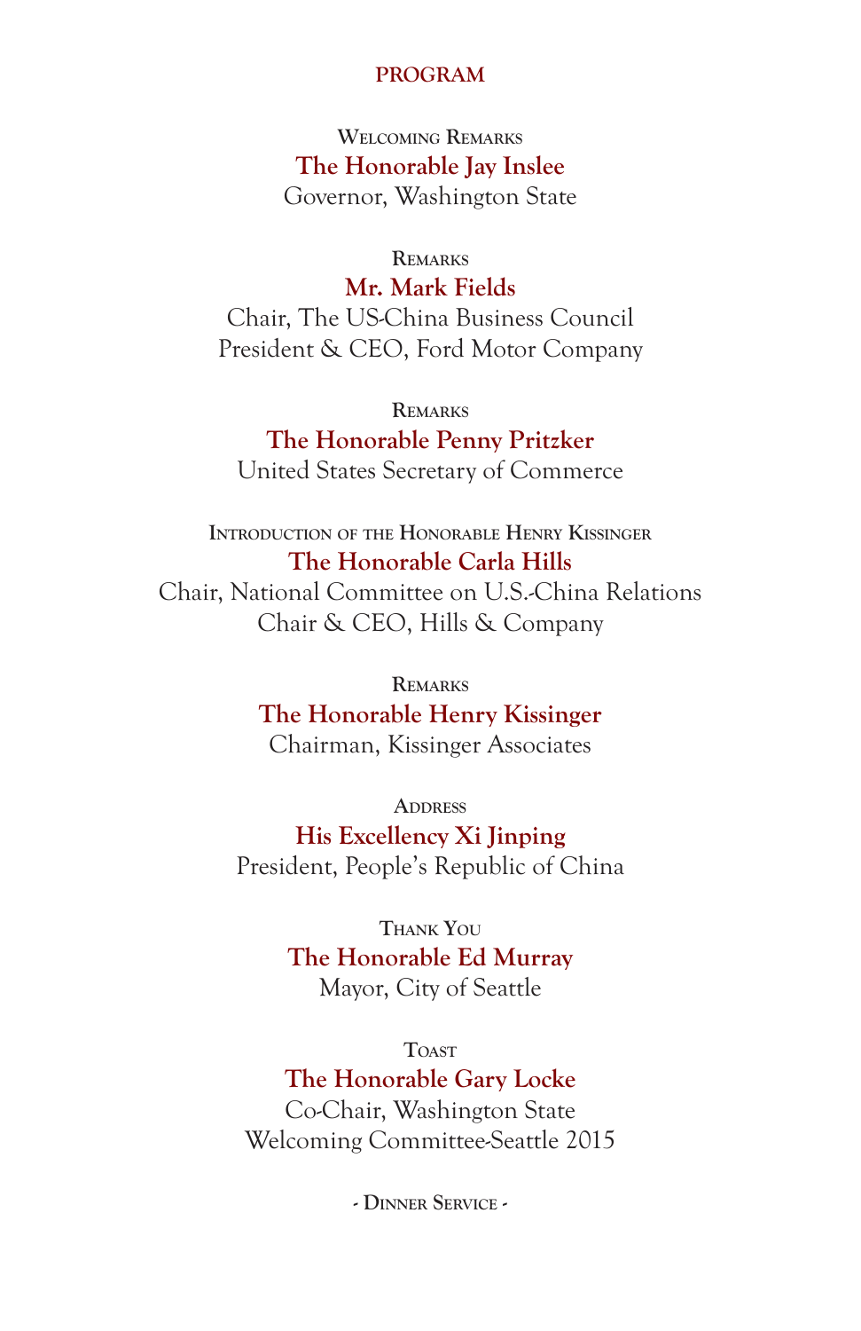## PROGRAM

Welcoming Remarks

**The Honorable Jay Inslee**

Governor, Washington State

Remarks

**Mr. Mark Fields**

Chair, The US-China Business Council

President & CEO, Ford Motor Company

Remarks

**The Honorable Penny Pritzker**

United States Secretary of Commerce

Introduction of the Honorable Henry Kissinger

**The Honorable Carla Hills**

Chair, National Committee on U.S.-China Relations

Chair & CEO, Hills & Company

Remarks

**The Honorable Henry Kissinger**

Chairman, Kissinger Associates

Address

**His Excellency Xi Jinping**

President, People's Republic of China

Thank You

**The Honorable Ed Murray**

Mayor, City of Seattle

Toast

**The Honorable Gary Locke**

Co-Chair, Washington State

Welcoming Committee-Seattle 2015

- Dinner Service -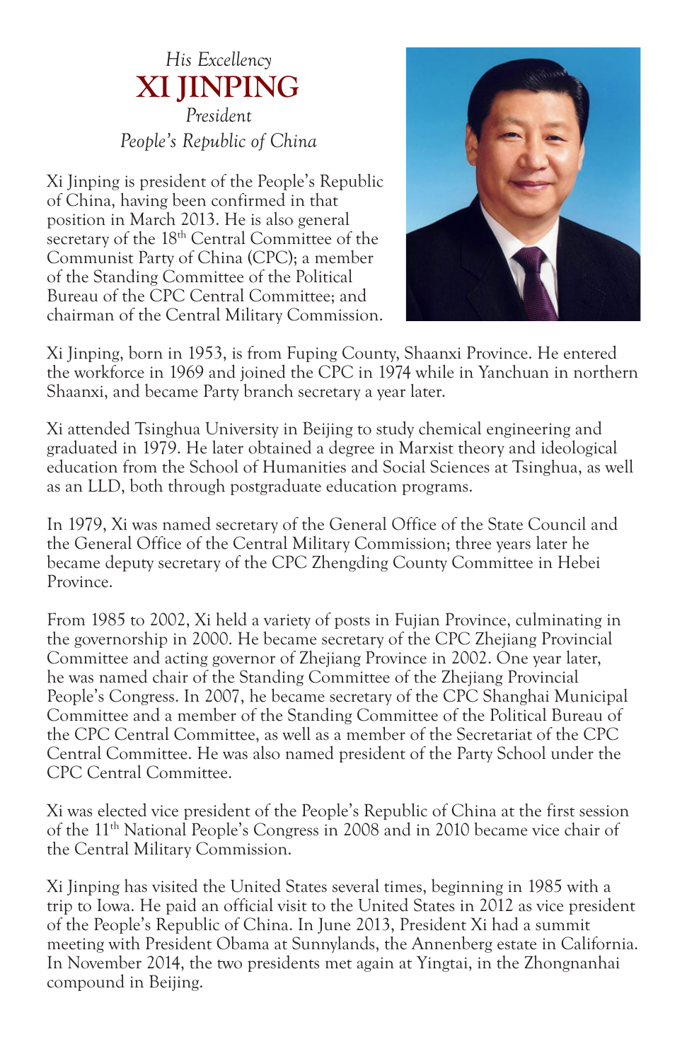*His Excellency*

# XI JINPING

*President*

*People's Republic of China*

Xi Jinping is president of the People's Republic of China, having been confirmed in that position in March 2013. He is also general secretary of the 18th Central Committee of the Communist Party of China (CPC); a member of the Standing Committee of the Political Bureau of the CPC Central Committee; and chairman of the Central Military Commission.

Xi Jinping, born in 1953, is from Fuping County, Shaanxi Province. He entered the workforce in 1969 and joined the CPC in 1974 while in Yanchuan in northern Shaanxi, and became Party branch secretary a year later.

Xi attended Tsinghua University in Beijing to study chemical engineering and graduated in 1979. He later obtained a degree in Marxist theory and ideological education from the School of Humanities and Social Sciences at Tsinghua, as well as an LLD, both through postgraduate education programs.

In 1979, Xi was named secretary of the General Office of the State Council and the General Office of the Central Military Commission; three years later he became deputy secretary of the CPC Zhengding County Committee in Hebei Province.

From 1985 to 2002, Xi held a variety of posts in Fujian Province, culminating in the governorship in 2000. He became secretary of the CPC Zhejiang Provincial Committee and acting governor of Zhejiang Province in 2002. One year later, he was named chair of the Standing Committee of the Zhejiang Provincial People's Congress. In 2007, he became secretary of the CPC Shanghai Municipal Committee and a member of the Standing Committee of the Political Bureau of the CPC Central Committee, as well as a member of the Secretariat of the CPC Central Committee. He was also named president of the Party School under the CPC Central Committee.

Xi was elected vice president of the People's Republic of China at the first session of the 11th National People's Congress in 2008 and in 2010 became vice chair of the Central Military Commission.

Xi Jinping has visited the United States several times, beginning in 1985 with a trip to Iowa. He paid an official visit to the United States in 2012 as vice president of the People's Republic of China. In June 2013, President Xi had a summit meeting with President Obama at Sunnylands, the Annenberg estate in California. In November 2014, the two presidents met again at Yingtai, in the Zhongnanhai compound in Beijing.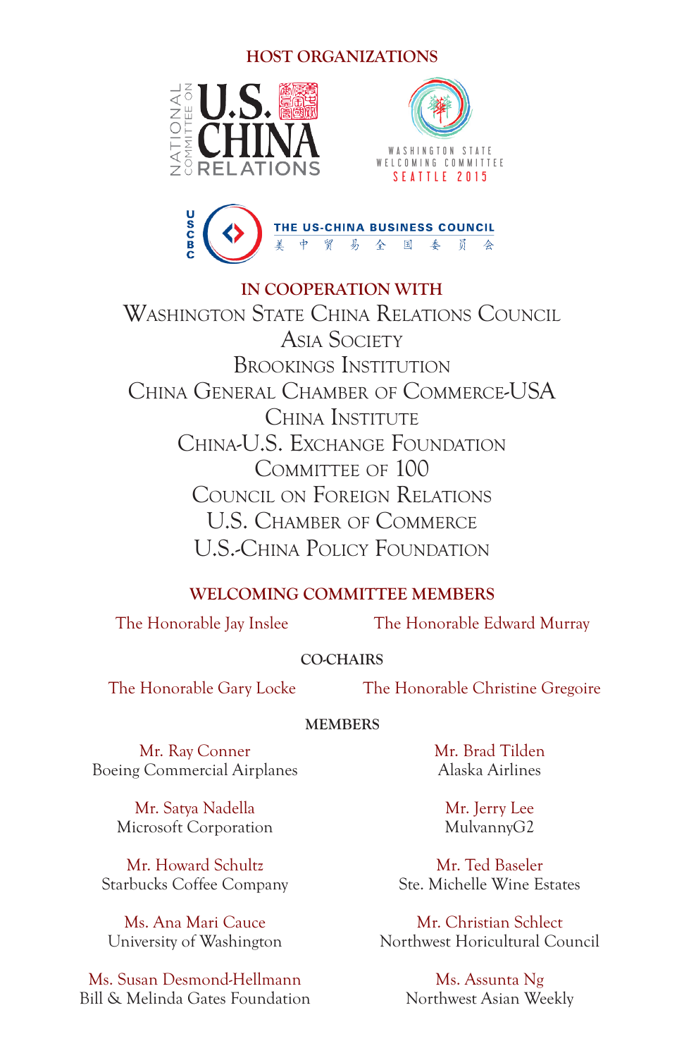## HOST ORGANIZATIONS

NATIONAL COMMITTEE ON U.S. CHINA RELATIONS

WASHINGTON STATE WELCOMING COMMITTEE SEATTLE 2015

USCBC THE US-CHINA BUSINESS COUNCIL 美中贸易全国委员会

## IN COOPERATION WITH

Washington State China Relations Council
Asia Society
Brookings Institution
China General Chamber of Commerce-USA
China Institute
China-U.S. Exchange Foundation
Committee of 100
Council on Foreign Relations
U.S. Chamber of Commerce
U.S.-China Policy Foundation

## WELCOMING COMMITTEE MEMBERS

The Honorable Jay Inslee

The Honorable Edward Murray

### CO-CHAIRS

The Honorable Gary Locke

The Honorable Christine Gregoire

### MEMBERS

Mr. Ray Conner
Boeing Commercial Airplanes

Mr. Satya Nadella
Microsoft Corporation

Mr. Howard Schultz
Starbucks Coffee Company

Ms. Ana Mari Cauce
University of Washington

Ms. Susan Desmond-Hellmann
Bill & Melinda Gates Foundation

Mr. Brad Tilden
Alaska Airlines

Mr. Jerry Lee
MulvannyG2

Mr. Ted Baseler
Ste. Michelle Wine Estates

Mr. Christian Schlect
Northwest Horicultural Council

Ms. Assunta Ng
Northwest Asian Weekly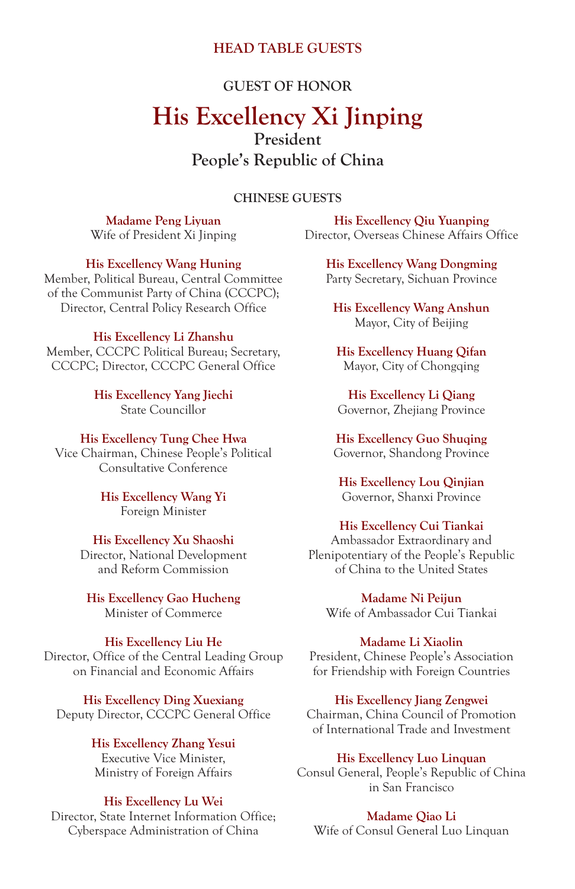## HEAD TABLE GUESTS

### GUEST OF HONOR

# His Excellency Xi Jinping

**President**
**People's Republic of China**

### CHINESE GUESTS

**Madame Peng Liyuan**
Wife of President Xi Jinping

**His Excellency Wang Huning**
Member, Political Bureau, Central Committee of the Communist Party of China (CCCPC); Director, Central Policy Research Office

**His Excellency Li Zhanshu**
Member, CCCPC Political Bureau; Secretary, CCCPC; Director, CCCPC General Office

**His Excellency Yang Jiechi**
State Councillor

**His Excellency Tung Chee Hwa**
Vice Chairman, Chinese People's Political Consultative Conference

**His Excellency Wang Yi**
Foreign Minister

**His Excellency Xu Shaoshi**
Director, National Development and Reform Commission

**His Excellency Gao Hucheng**
Minister of Commerce

**His Excellency Liu He**
Director, Office of the Central Leading Group on Financial and Economic Affairs

**His Excellency Ding Xuexiang**
Deputy Director, CCCPC General Office

**His Excellency Zhang Yesui**
Executive Vice Minister, Ministry of Foreign Affairs

**His Excellency Lu Wei**
Director, State Internet Information Office; Cyberspace Administration of China

**His Excellency Qiu Yuanping**
Director, Overseas Chinese Affairs Office

**His Excellency Wang Dongming**
Party Secretary, Sichuan Province

**His Excellency Wang Anshun**
Mayor, City of Beijing

**His Excellency Huang Qifan**
Mayor, City of Chongqing

**His Excellency Li Qiang**
Governor, Zhejiang Province

**His Excellency Guo Shuqing**
Governor, Shandong Province

**His Excellency Lou Qinjian**
Governor, Shanxi Province

**His Excellency Cui Tiankai**
Ambassador Extraordinary and Plenipotentiary of the People's Republic of China to the United States

**Madame Ni Peijun**
Wife of Ambassador Cui Tiankai

**Madame Li Xiaolin**
President, Chinese People's Association for Friendship with Foreign Countries

**His Excellency Jiang Zengwei**
Chairman, China Council of Promotion of International Trade and Investment

**His Excellency Luo Linquan**
Consul General, People's Republic of China in San Francisco

**Madame Qiao Li**
Wife of Consul General Luo Linquan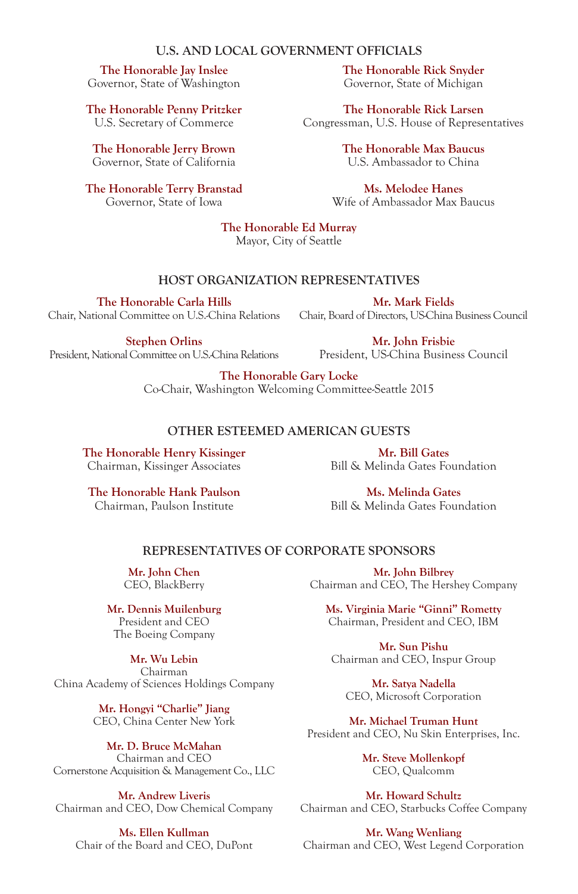## U.S. AND LOCAL GOVERNMENT OFFICIALS

**The Honorable Jay Inslee**
Governor, State of Washington

**The Honorable Penny Pritzker**
U.S. Secretary of Commerce

**The Honorable Jerry Brown**
Governor, State of California

**The Honorable Terry Branstad**
Governor, State of Iowa

**The Honorable Rick Snyder**
Governor, State of Michigan

**The Honorable Rick Larsen**
Congressman, U.S. House of Representatives

**The Honorable Max Baucus**
U.S. Ambassador to China

**Ms. Melodee Hanes**
Wife of Ambassador Max Baucus

**The Honorable Ed Murray**
Mayor, City of Seattle

## HOST ORGANIZATION REPRESENTATIVES

**The Honorable Carla Hills**
Chair, National Committee on U.S.-China Relations

**Stephen Orlins**
President, National Committee on U.S.-China Relations

**Mr. Mark Fields**
Chair, Board of Directors, US-China Business Council

**Mr. John Frisbie**
President, US-China Business Council

**The Honorable Gary Locke**
Co-Chair, Washington Welcoming Committee-Seattle 2015

## OTHER ESTEEMED AMERICAN GUESTS

**The Honorable Henry Kissinger**
Chairman, Kissinger Associates

**The Honorable Hank Paulson**
Chairman, Paulson Institute

**Mr. Bill Gates**
Bill & Melinda Gates Foundation

**Ms. Melinda Gates**
Bill & Melinda Gates Foundation

## REPRESENTATIVES OF CORPORATE SPONSORS

**Mr. John Chen**
CEO, BlackBerry

**Mr. Dennis Muilenburg**
President and CEO
The Boeing Company

**Mr. Wu Lebin**
Chairman
China Academy of Sciences Holdings Company

**Mr. Hongyi "Charlie" Jiang**
CEO, China Center New York

**Mr. D. Bruce McMahan**
Chairman and CEO
Cornerstone Acquisition & Management Co., LLC

**Mr. Andrew Liveris**
Chairman and CEO, Dow Chemical Company

**Ms. Ellen Kullman**
Chair of the Board and CEO, DuPont

**Mr. John Bilbrey**
Chairman and CEO, The Hershey Company

**Ms. Virginia Marie "Ginni" Rometty**
Chairman, President and CEO, IBM

**Mr. Sun Pishu**
Chairman and CEO, Inspur Group

**Mr. Satya Nadella**
CEO, Microsoft Corporation

**Mr. Michael Truman Hunt**
President and CEO, Nu Skin Enterprises, Inc.

**Mr. Steve Mollenkopf**
CEO, Qualcomm

**Mr. Howard Schultz**
Chairman and CEO, Starbucks Coffee Company

**Mr. Wang Wenliang**
Chairman and CEO, West Legend Corporation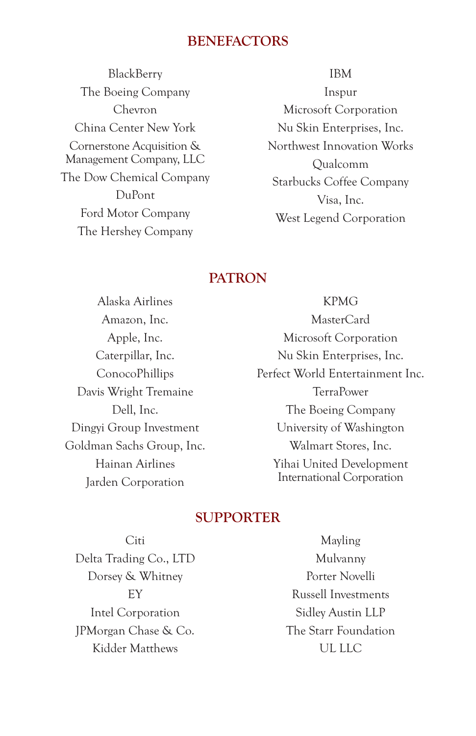## BENEFACTORS

BlackBerry
The Boeing Company
Chevron
China Center New York
Cornerstone Acquisition & Management Company, LLC
The Dow Chemical Company
DuPont
Ford Motor Company
The Hershey Company
IBM
Inspur
Microsoft Corporation
Nu Skin Enterprises, Inc.
Northwest Innovation Works
Qualcomm
Starbucks Coffee Company
Visa, Inc.
West Legend Corporation

## PATRON

Alaska Airlines
Amazon, Inc.
Apple, Inc.
Caterpillar, Inc.
ConocoPhillips
Davis Wright Tremaine
Dell, Inc.
Dingyi Group Investment
Goldman Sachs Group, Inc.
Hainan Airlines
Jarden Corporation
KPMG
MasterCard
Microsoft Corporation
Nu Skin Enterprises, Inc.
Perfect World Entertainment Inc.
TerraPower
The Boeing Company
University of Washington
Walmart Stores, Inc.
Yihai United Development International Corporation

## SUPPORTER

Citi
Delta Trading Co., LTD
Dorsey & Whitney
EY
Intel Corporation
JPMorgan Chase & Co.
Kidder Matthews
Mayling
Mulvanny
Porter Novelli
Russell Investments
Sidley Austin LLP
The Starr Foundation
UL LLC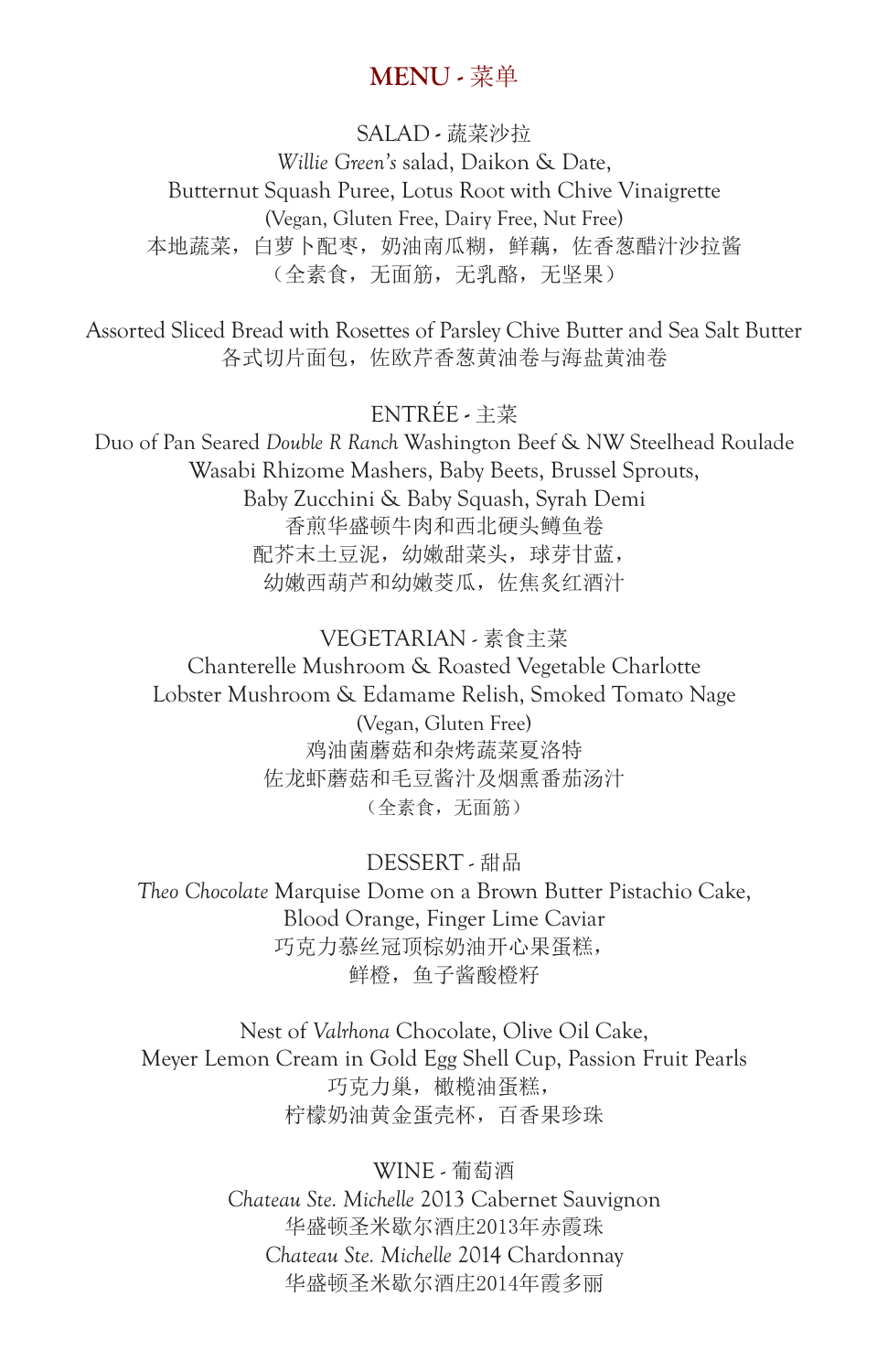# MENU - 菜单

## SALAD - 蔬菜沙拉

*Willie Green's* salad, Daikon & Date,
Butternut Squash Puree, Lotus Root with Chive Vinaigrette
(Vegan, Gluten Free, Dairy Free, Nut Free)
本地蔬菜，白萝卜配枣，奶油南瓜糊，鲜藕，佐香葱醋汁沙拉酱
（全素食，无面筋，无乳酪，无坚果）

Assorted Sliced Bread with Rosettes of Parsley Chive Butter and Sea Salt Butter
各式切片面包，佐欧芹香葱黄油卷与海盐黄油卷

## ENTRÉE - 主菜

Duo of Pan Seared *Double R Ranch* Washington Beef & NW Steelhead Roulade
Wasabi Rhizome Mashers, Baby Beets, Brussel Sprouts,
Baby Zucchini & Baby Squash, Syrah Demi
香煎华盛顿牛肉和西北硬头鳟鱼卷
配芥末土豆泥，幼嫩甜菜头，球芽甘蓝，
幼嫩西葫芦和幼嫩茭瓜，佐焦炙红酒汁

## VEGETARIAN - 素食主菜

Chanterelle Mushroom & Roasted Vegetable Charlotte
Lobster Mushroom & Edamame Relish, Smoked Tomato Nage
(Vegan, Gluten Free)
鸡油菌蘑菇和杂烤蔬菜夏洛特
佐龙虾蘑菇和毛豆酱汁及烟熏番茄汤汁
（全素食，无面筋）

## DESSERT - 甜品

*Theo Chocolate* Marquise Dome on a Brown Butter Pistachio Cake,
Blood Orange, Finger Lime Caviar
巧克力慕丝冠顶棕奶油开心果蛋糕，
鲜橙，鱼子酱酸橙籽

Nest of *Valrhona* Chocolate, Olive Oil Cake,
Meyer Lemon Cream in Gold Egg Shell Cup, Passion Fruit Pearls
巧克力巢，橄榄油蛋糕，
柠檬奶油黄金蛋壳杯，百香果珍珠

## WINE - 葡萄酒

*Chateau Ste. Michelle* 2013 Cabernet Sauvignon
华盛顿圣米歇尔酒庄2013年赤霞珠
*Chateau Ste. Michelle* 2014 Chardonnay
华盛顿圣米歇尔酒庄2014年霞多丽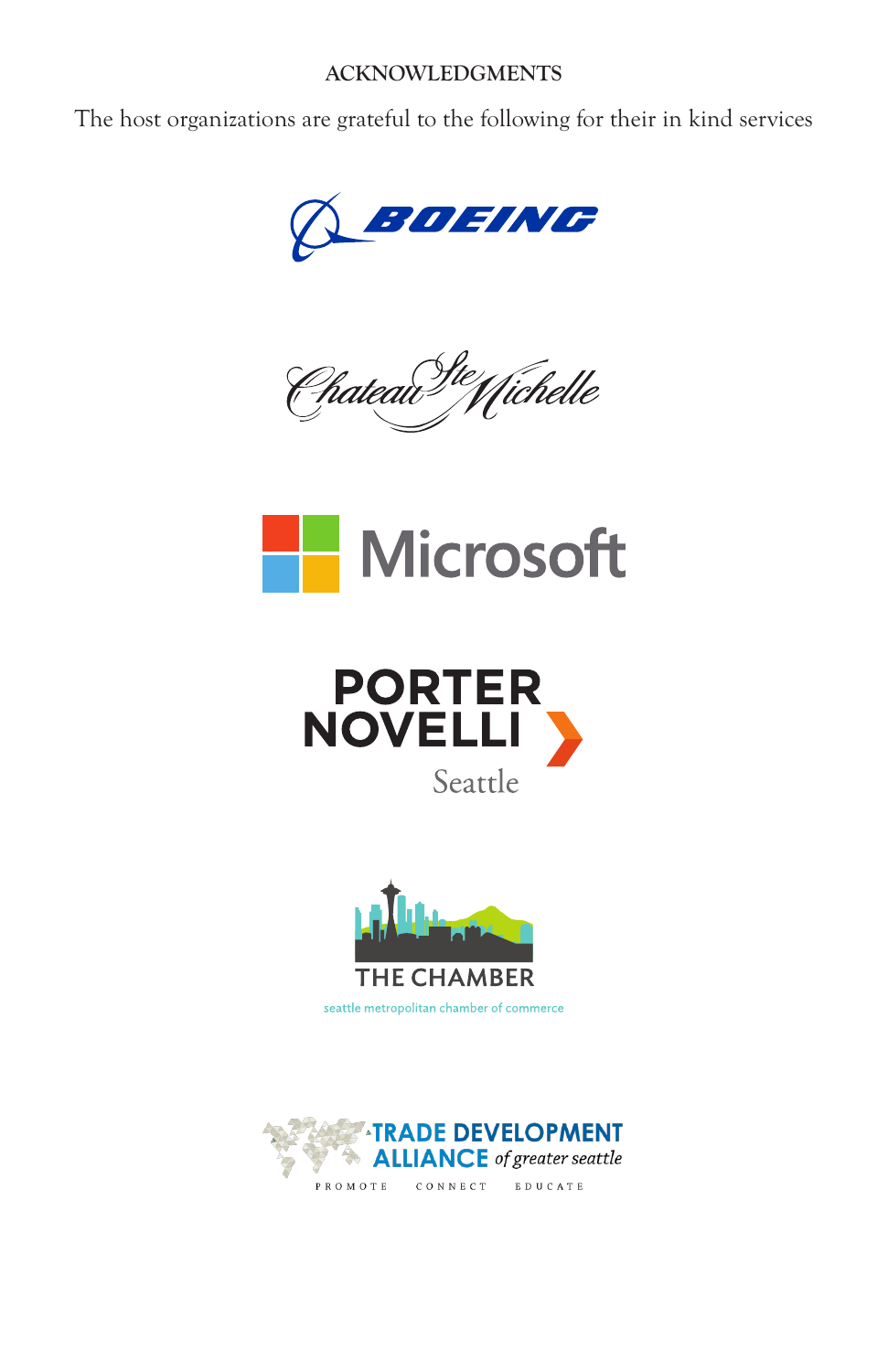## ACKNOWLEDGMENTS

The host organizations are grateful to the following for their in kind services

BOEING

Chateau Ste Michelle

Microsoft

PORTER NOVELLI Seattle

THE CHAMBER
seattle metropolitan chamber of commerce

TRADE DEVELOPMENT ALLIANCE *of greater seattle*
PROMOTE CONNECT EDUCATE